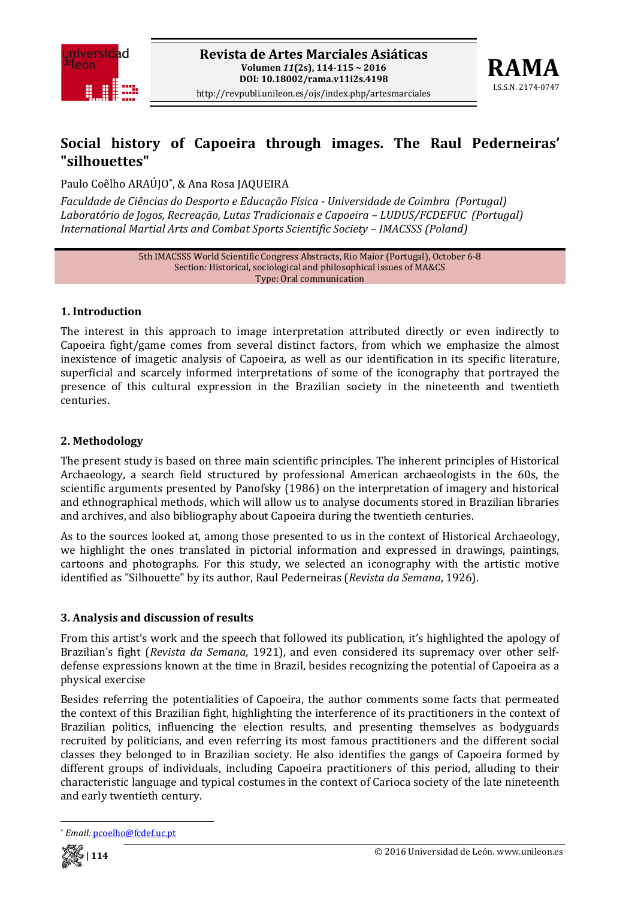# Social history of Capoeira through images. The Raul Pederneiras' "silhouettes"

Paulo Coêlho ARAÚJO[*], & Ana Rosa JAQUEIRA

*Faculdade de Ciências do Desporto e Educação Física - Universidade de Coimbra (Portugal)*
*Laboratório de Jogos, Recreação, Lutas Tradicionais e Capoeira – LUDUS/FCDEFUC (Portugal)*
*International Martial Arts and Combat Sports Scientific Society – IMACSSS (Poland)*

5th IMACSSS World Scientific Congress Abstracts, Rio Maior (Portugal), October 6-8
Section: Historical, sociological and philosophical issues of MA&CS
Type: Oral communication

## 1. Introduction

The interest in this approach to image interpretation attributed directly or even indirectly to Capoeira fight/game comes from several distinct factors, from which we emphasize the almost inexistence of imagetic analysis of Capoeira, as well as our identification in its specific literature, superficial and scarcely informed interpretations of some of the iconography that portrayed the presence of this cultural expression in the Brazilian society in the nineteenth and twentieth centuries.

## 2. Methodology

The present study is based on three main scientific principles. The inherent principles of Historical Archaeology, a search field structured by professional American archaeologists in the 60s, the scientific arguments presented by Panofsky (1986) on the interpretation of imagery and historical and ethnographical methods, which will allow us to analyse documents stored in Brazilian libraries and archives, and also bibliography about Capoeira during the twentieth centuries.

As to the sources looked at, among those presented to us in the context of Historical Archaeology, we highlight the ones translated in pictorial information and expressed in drawings, paintings, cartoons and photographs. For this study, we selected an iconography with the artistic motive identified as "Silhouette" by its author, Raul Pederneiras (*Revista da Semana*, 1926).

## 3. Analysis and discussion of results

From this artist's work and the speech that followed its publication, it's highlighted the apology of Brazilian's fight (*Revista da Semana*, 1921), and even considered its supremacy over other self-defense expressions known at the time in Brazil, besides recognizing the potential of Capoeira as a physical exercise

Besides referring the potentialities of Capoeira, the author comments some facts that permeated the context of this Brazilian fight, highlighting the interference of its practitioners in the context of Brazilian politics, influencing the election results, and presenting themselves as bodyguards recruited by politicians, and even referring its most famous practitioners and the different social classes they belonged to in Brazilian society. He also identifies the gangs of Capoeira formed by different groups of individuals, including Capoeira practitioners of this period, alluding to their characteristic language and typical costumes in the context of Carioca society of the late nineteenth and early twentieth century.

[*] *Email:* pcoelho@fcdef.uc.pt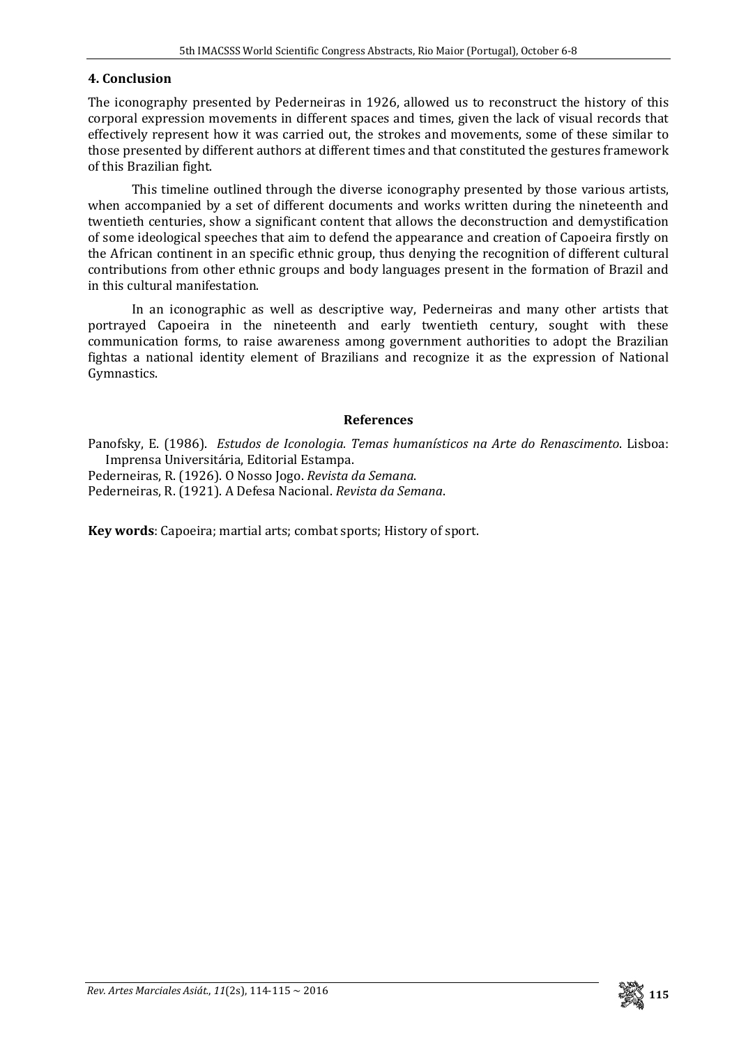## 4. Conclusion

The iconography presented by Pederneiras in 1926, allowed us to reconstruct the history of this corporal expression movements in different spaces and times, given the lack of visual records that effectively represent how it was carried out, the strokes and movements, some of these similar to those presented by different authors at different times and that constituted the gestures framework of this Brazilian fight.

This timeline outlined through the diverse iconography presented by those various artists, when accompanied by a set of different documents and works written during the nineteenth and twentieth centuries, show a significant content that allows the deconstruction and demystification of some ideological speeches that aim to defend the appearance and creation of Capoeira firstly on the African continent in an specific ethnic group, thus denying the recognition of different cultural contributions from other ethnic groups and body languages present in the formation of Brazil and in this cultural manifestation.

In an iconographic as well as descriptive way, Pederneiras and many other artists that portrayed Capoeira in the nineteenth and early twentieth century, sought with these communication forms, to raise awareness among government authorities to adopt the Brazilian fightas a national identity element of Brazilians and recognize it as the expression of National Gymnastics.

## References

Panofsky, E. (1986). *Estudos de Iconologia. Temas humanísticos na Arte do Renascimento*. Lisboa: Imprensa Universitária, Editorial Estampa.

Pederneiras, R. (1926). O Nosso Jogo. *Revista da Semana*.

Pederneiras, R. (1921). A Defesa Nacional. *Revista da Semana*.

**Key words**: Capoeira; martial arts; combat sports; History of sport.